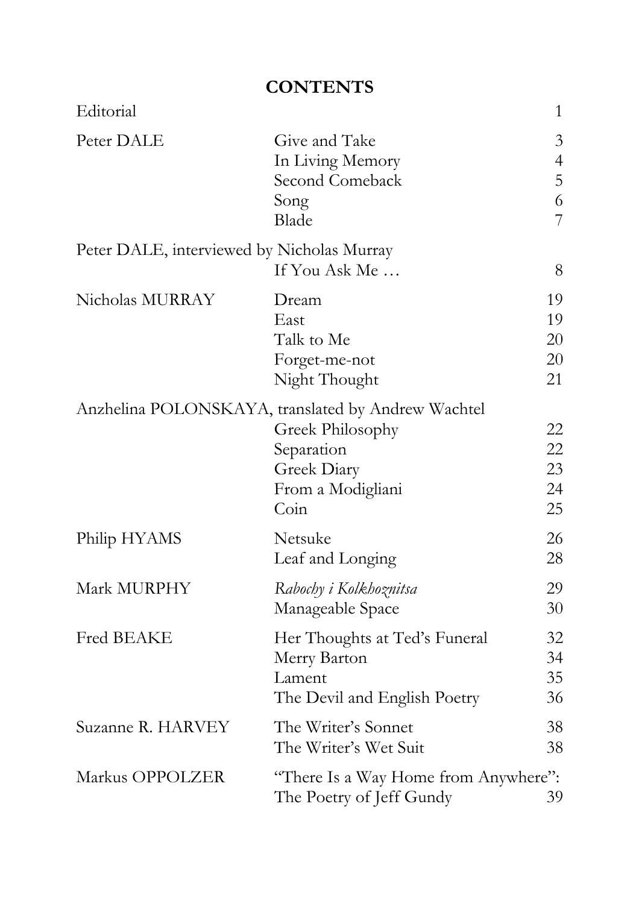## CONTENTS

| | | |
|---|---|---|
| Editorial | | 1 |
| Peter DALE | Give and Take | 3 |
| | In Living Memory | 4 |
| | Second Comeback | 5 |
| | Song | 6 |
| | Blade | 7 |
| Peter DALE, interviewed by Nicholas Murray | | |
| | If You Ask Me … | 8 |
| Nicholas MURRAY | Dream | 19 |
| | East | 19 |
| | Talk to Me | 20 |
| | Forget-me-not | 20 |
| | Night Thought | 21 |
| Anzhelina POLONSKAYA, translated by Andrew Wachtel | | |
| | Greek Philosophy | 22 |
| | Separation | 22 |
| | Greek Diary | 23 |
| | From a Modigliani | 24 |
| | Coin | 25 |
| Philip HYAMS | Netsuke | 26 |
| | Leaf and Longing | 28 |
| Mark MURPHY | *Rabochy i Kolkhoznitsa* | 29 |
| | Manageable Space | 30 |
| Fred BEAKE | Her Thoughts at Ted's Funeral | 32 |
| | Merry Barton | 34 |
| | Lament | 35 |
| | The Devil and English Poetry | 36 |
| Suzanne R. HARVEY | The Writer's Sonnet | 38 |
| | The Writer's Wet Suit | 38 |
| Markus OPPOLZER | "There Is a Way Home from Anywhere": The Poetry of Jeff Gundy | 39 |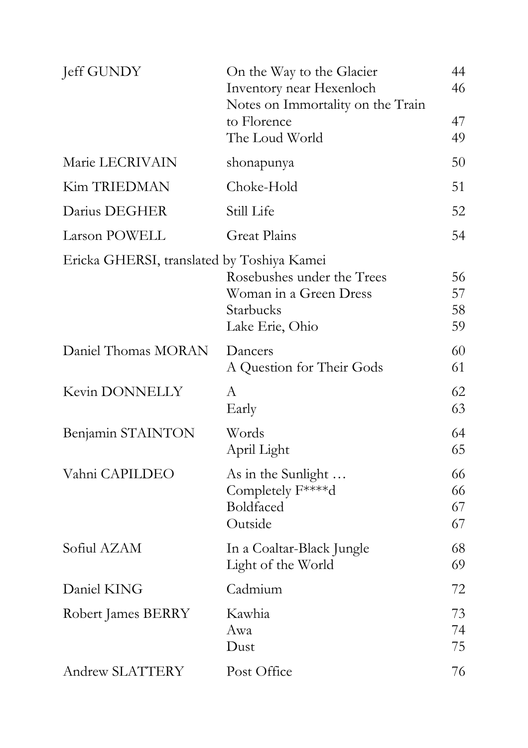| | | |
|---|---|---|
| Jeff GUNDY | On the Way to the Glacier | 44 |
| | Inventory near Hexenloch | 46 |
| | Notes on Immortality on the Train to Florence | 47 |
| | The Loud World | 49 |
| Marie LECRIVAIN | shonapunya | 50 |
| Kim TRIEDMAN | Choke-Hold | 51 |
| Darius DEGHER | Still Life | 52 |
| Larson POWELL | Great Plains | 54 |
| Ericka GHERSI, translated by Toshiya Kamei | | |
| | Rosebushes under the Trees | 56 |
| | Woman in a Green Dress | 57 |
| | Starbucks | 58 |
| | Lake Erie, Ohio | 59 |
| Daniel Thomas MORAN | Dancers | 60 |
| | A Question for Their Gods | 61 |
| Kevin DONNELLY | A | 62 |
| | Early | 63 |
| Benjamin STAINTON | Words | 64 |
| | April Light | 65 |
| Vahni CAPILDEO | As in the Sunlight … | 66 |
| | Completely F****d | 66 |
| | Boldfaced | 67 |
| | Outside | 67 |
| Sofiul AZAM | In a Coaltar-Black Jungle | 68 |
| | Light of the World | 69 |
| Daniel KING | Cadmium | 72 |
| Robert James BERRY | Kawhia | 73 |
| | Awa | 74 |
| | Dust | 75 |
| Andrew SLATTERY | Post Office | 76 |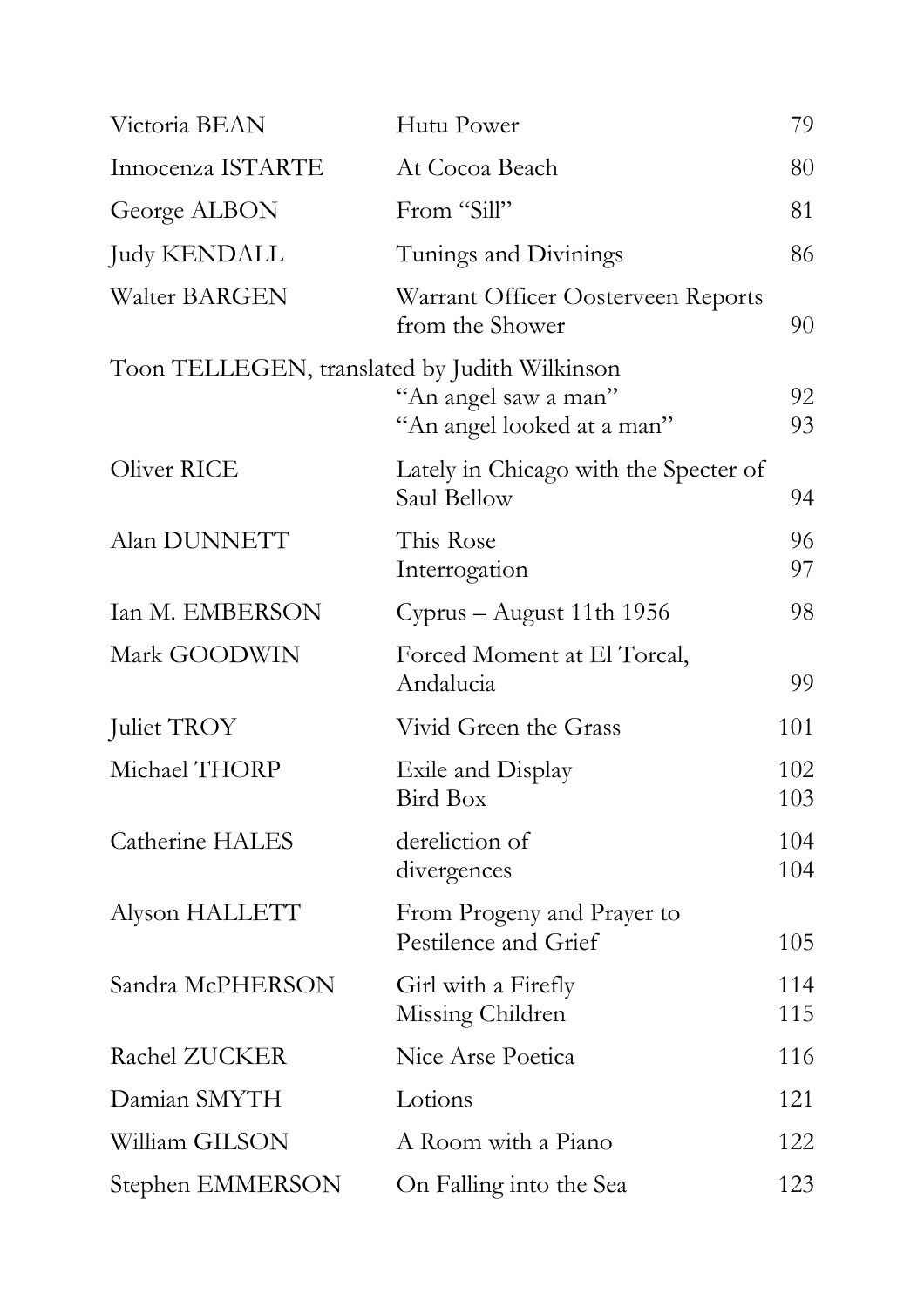| | | |
|---|---|---|
| Victoria BEAN | Hutu Power | 79 |
| Innocenza ISTARTE | At Cocoa Beach | 80 |
| George ALBON | From "Sill" | 81 |
| Judy KENDALL | Tunings and Divinings | 86 |
| Walter BARGEN | Warrant Officer Oosterveen Reports from the Shower | 90 |
| Toon TELLEGEN, translated by Judith Wilkinson | "An angel saw a man" | 92 |
| | "An angel looked at a man" | 93 |
| Oliver RICE | Lately in Chicago with the Specter of Saul Bellow | 94 |
| Alan DUNNETT | This Rose | 96 |
| | Interrogation | 97 |
| Ian M. EMBERSON | Cyprus – August 11th 1956 | 98 |
| Mark GOODWIN | Forced Moment at El Torcal, Andalucia | 99 |
| Juliet TROY | Vivid Green the Grass | 101 |
| Michael THORP | Exile and Display | 102 |
| | Bird Box | 103 |
| Catherine HALES | dereliction of | 104 |
| | divergences | 104 |
| Alyson HALLETT | From Progeny and Prayer to Pestilence and Grief | 105 |
| Sandra McPHERSON | Girl with a Firefly | 114 |
| | Missing Children | 115 |
| Rachel ZUCKER | Nice Arse Poetica | 116 |
| Damian SMYTH | Lotions | 121 |
| William GILSON | A Room with a Piano | 122 |
| Stephen EMMERSON | On Falling into the Sea | 123 |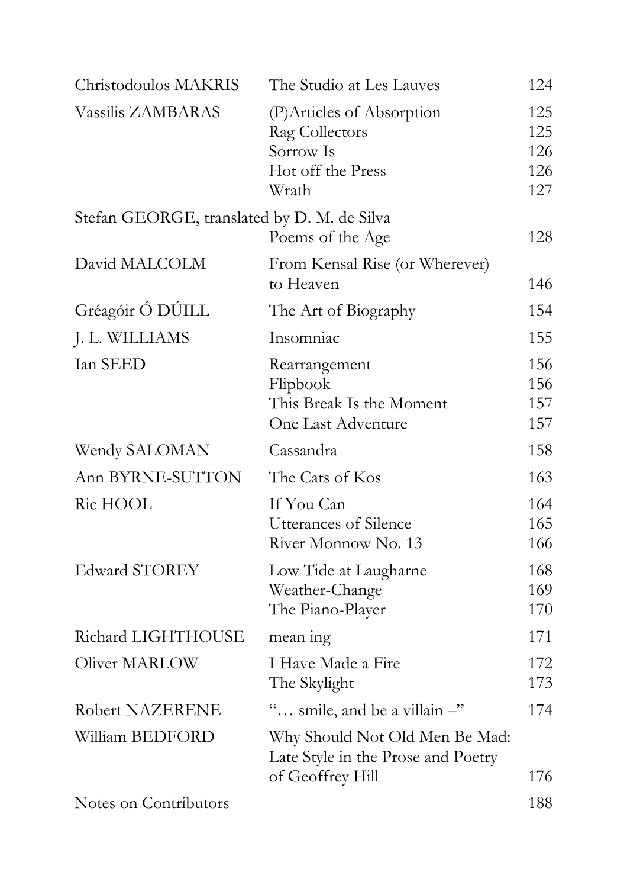| | | |
|---|---|---|
| Christodoulos MAKRIS | The Studio at Les Lauves | 124 |
| Vassilis ZAMBARAS | (P)Articles of Absorption | 125 |
| | Rag Collectors | 125 |
| | Sorrow Is | 126 |
| | Hot off the Press | 126 |
| | Wrath | 127 |
| Stefan GEORGE, translated by D. M. de Silva | Poems of the Age | 128 |
| David MALCOLM | From Kensal Rise (or Wherever) to Heaven | 146 |
| Gréagóir Ó DÚILL | The Art of Biography | 154 |
| J. L. WILLIAMS | Insomniac | 155 |
| Ian SEED | Rearrangement | 156 |
| | Flipbook | 156 |
| | This Break Is the Moment | 157 |
| | One Last Adventure | 157 |
| Wendy SALOMAN | Cassandra | 158 |
| Ann BYRNE-SUTTON | The Cats of Kos | 163 |
| Ric HOOL | If You Can | 164 |
| | Utterances of Silence | 165 |
| | River Monnow No. 13 | 166 |
| Edward STOREY | Low Tide at Laugharne | 168 |
| | Weather-Change | 169 |
| | The Piano-Player | 170 |
| Richard LIGHTHOUSE | mean ing | 171 |
| Oliver MARLOW | I Have Made a Fire | 172 |
| | The Skylight | 173 |
| Robert NAZERENE | "… smile, and be a villain –" | 174 |
| William BEDFORD | Why Should Not Old Men Be Mad: Late Style in the Prose and Poetry of Geoffrey Hill | 176 |
| Notes on Contributors | | 188 |